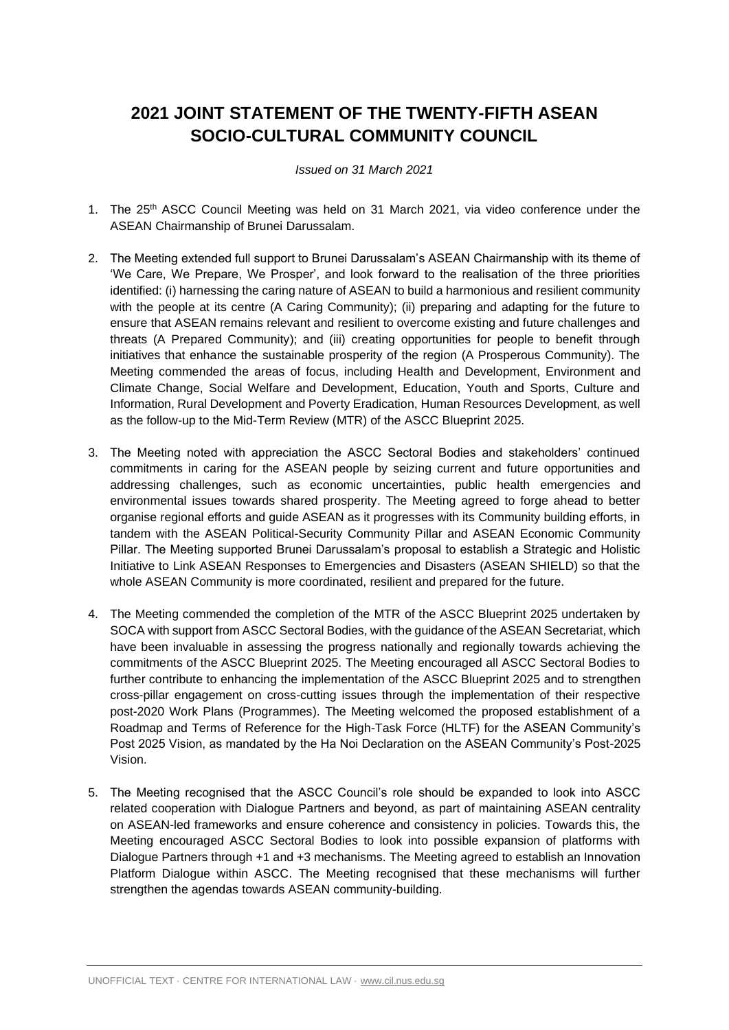# 2021 JOINT STATEMENT OF THE TWENTY-FIFTH ASEAN SOCIO-CULTURAL COMMUNITY COUNCIL

*Issued on 31 March 2021*

1. The 25th ASCC Council Meeting was held on 31 March 2021, via video conference under the ASEAN Chairmanship of Brunei Darussalam.

2. The Meeting extended full support to Brunei Darussalam's ASEAN Chairmanship with its theme of 'We Care, We Prepare, We Prosper', and look forward to the realisation of the three priorities identified: (i) harnessing the caring nature of ASEAN to build a harmonious and resilient community with the people at its centre (A Caring Community); (ii) preparing and adapting for the future to ensure that ASEAN remains relevant and resilient to overcome existing and future challenges and threats (A Prepared Community); and (iii) creating opportunities for people to benefit through initiatives that enhance the sustainable prosperity of the region (A Prosperous Community). The Meeting commended the areas of focus, including Health and Development, Environment and Climate Change, Social Welfare and Development, Education, Youth and Sports, Culture and Information, Rural Development and Poverty Eradication, Human Resources Development, as well as the follow-up to the Mid-Term Review (MTR) of the ASCC Blueprint 2025.

3. The Meeting noted with appreciation the ASCC Sectoral Bodies and stakeholders' continued commitments in caring for the ASEAN people by seizing current and future opportunities and addressing challenges, such as economic uncertainties, public health emergencies and environmental issues towards shared prosperity. The Meeting agreed to forge ahead to better organise regional efforts and guide ASEAN as it progresses with its Community building efforts, in tandem with the ASEAN Political-Security Community Pillar and ASEAN Economic Community Pillar. The Meeting supported Brunei Darussalam's proposal to establish a Strategic and Holistic Initiative to Link ASEAN Responses to Emergencies and Disasters (ASEAN SHIELD) so that the whole ASEAN Community is more coordinated, resilient and prepared for the future.

4. The Meeting commended the completion of the MTR of the ASCC Blueprint 2025 undertaken by SOCA with support from ASCC Sectoral Bodies, with the guidance of the ASEAN Secretariat, which have been invaluable in assessing the progress nationally and regionally towards achieving the commitments of the ASCC Blueprint 2025. The Meeting encouraged all ASCC Sectoral Bodies to further contribute to enhancing the implementation of the ASCC Blueprint 2025 and to strengthen cross-pillar engagement on cross-cutting issues through the implementation of their respective post-2020 Work Plans (Programmes). The Meeting welcomed the proposed establishment of a Roadmap and Terms of Reference for the High-Task Force (HLTF) for the ASEAN Community's Post 2025 Vision, as mandated by the Ha Noi Declaration on the ASEAN Community's Post-2025 Vision.

5. The Meeting recognised that the ASCC Council's role should be expanded to look into ASCC related cooperation with Dialogue Partners and beyond, as part of maintaining ASEAN centrality on ASEAN-led frameworks and ensure coherence and consistency in policies. Towards this, the Meeting encouraged ASCC Sectoral Bodies to look into possible expansion of platforms with Dialogue Partners through +1 and +3 mechanisms. The Meeting agreed to establish an Innovation Platform Dialogue within ASCC. The Meeting recognised that these mechanisms will further strengthen the agendas towards ASEAN community-building.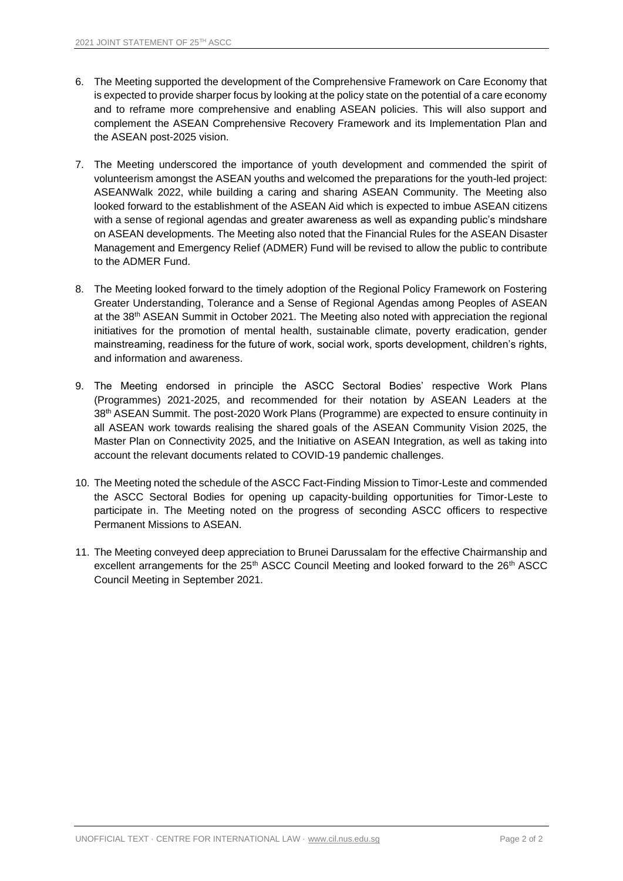6. The Meeting supported the development of the Comprehensive Framework on Care Economy that is expected to provide sharper focus by looking at the policy state on the potential of a care economy and to reframe more comprehensive and enabling ASEAN policies. This will also support and complement the ASEAN Comprehensive Recovery Framework and its Implementation Plan and the ASEAN post-2025 vision.

7. The Meeting underscored the importance of youth development and commended the spirit of volunteerism amongst the ASEAN youths and welcomed the preparations for the youth-led project: ASEANWalk 2022, while building a caring and sharing ASEAN Community. The Meeting also looked forward to the establishment of the ASEAN Aid which is expected to imbue ASEAN citizens with a sense of regional agendas and greater awareness as well as expanding public's mindshare on ASEAN developments. The Meeting also noted that the Financial Rules for the ASEAN Disaster Management and Emergency Relief (ADMER) Fund will be revised to allow the public to contribute to the ADMER Fund.

8. The Meeting looked forward to the timely adoption of the Regional Policy Framework on Fostering Greater Understanding, Tolerance and a Sense of Regional Agendas among Peoples of ASEAN at the 38th ASEAN Summit in October 2021. The Meeting also noted with appreciation the regional initiatives for the promotion of mental health, sustainable climate, poverty eradication, gender mainstreaming, readiness for the future of work, social work, sports development, children's rights, and information and awareness.

9. The Meeting endorsed in principle the ASCC Sectoral Bodies' respective Work Plans (Programmes) 2021-2025, and recommended for their notation by ASEAN Leaders at the 38th ASEAN Summit. The post-2020 Work Plans (Programme) are expected to ensure continuity in all ASEAN work towards realising the shared goals of the ASEAN Community Vision 2025, the Master Plan on Connectivity 2025, and the Initiative on ASEAN Integration, as well as taking into account the relevant documents related to COVID-19 pandemic challenges.

10. The Meeting noted the schedule of the ASCC Fact-Finding Mission to Timor-Leste and commended the ASCC Sectoral Bodies for opening up capacity-building opportunities for Timor-Leste to participate in. The Meeting noted on the progress of seconding ASCC officers to respective Permanent Missions to ASEAN.

11. The Meeting conveyed deep appreciation to Brunei Darussalam for the effective Chairmanship and excellent arrangements for the 25th ASCC Council Meeting and looked forward to the 26th ASCC Council Meeting in September 2021.